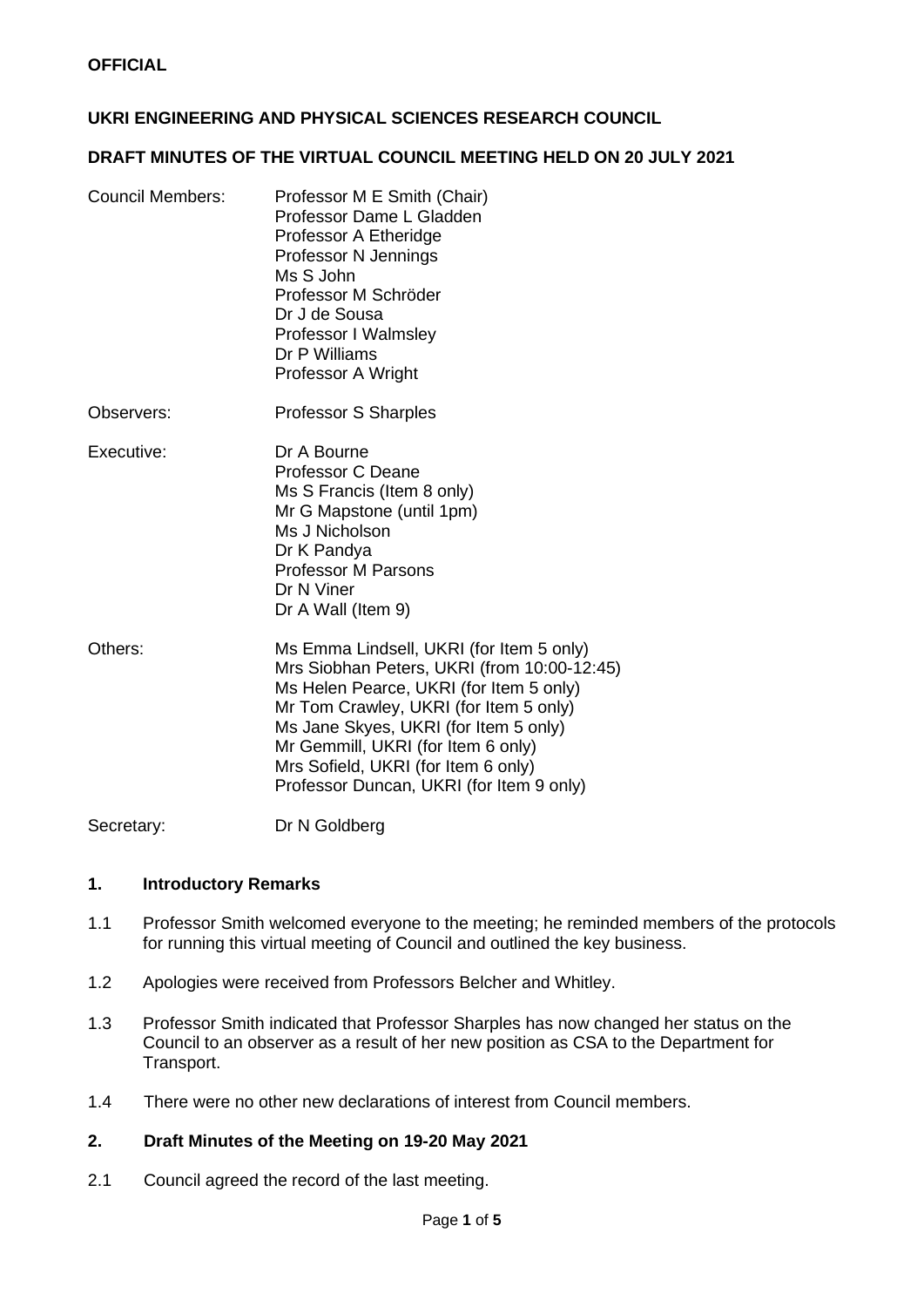**OFFICIAL**

**UKRI ENGINEERING AND PHYSICAL SCIENCES RESEARCH COUNCIL**

**DRAFT MINUTES OF THE VIRTUAL COUNCIL MEETING HELD ON 20 JULY 2021**

| | |
|---|---|
| Council Members: | Professor M E Smith (Chair)<br>Professor Dame L Gladden<br>Professor A Etheridge<br>Professor N Jennings<br>Ms S John<br>Professor M Schröder<br>Dr J de Sousa<br>Professor I Walmsley<br>Dr P Williams<br>Professor A Wright |
| Observers: | Professor S Sharples |
| Executive: | Dr A Bourne<br>Professor C Deane<br>Ms S Francis (Item 8 only)<br>Mr G Mapstone (until 1pm)<br>Ms J Nicholson<br>Dr K Pandya<br>Professor M Parsons<br>Dr N Viner<br>Dr A Wall (Item 9) |
| Others: | Ms Emma Lindsell, UKRI (for Item 5 only)<br>Mrs Siobhan Peters, UKRI (from 10:00-12:45)<br>Ms Helen Pearce, UKRI (for Item 5 only)<br>Mr Tom Crawley, UKRI (for Item 5 only)<br>Ms Jane Skyes, UKRI (for Item 5 only)<br>Mr Gemmill, UKRI (for Item 6 only)<br>Mrs Sofield, UKRI (for Item 6 only)<br>Professor Duncan, UKRI (for Item 9 only) |
| Secretary: | Dr N Goldberg |

## 1. Introductory Remarks

1.1 Professor Smith welcomed everyone to the meeting; he reminded members of the protocols for running this virtual meeting of Council and outlined the key business.

1.2 Apologies were received from Professors Belcher and Whitley.

1.3 Professor Smith indicated that Professor Sharples has now changed her status on the Council to an observer as a result of her new position as CSA to the Department for Transport.

1.4 There were no other new declarations of interest from Council members.

## 2. Draft Minutes of the Meeting on 19-20 May 2021

2.1 Council agreed the record of the last meeting.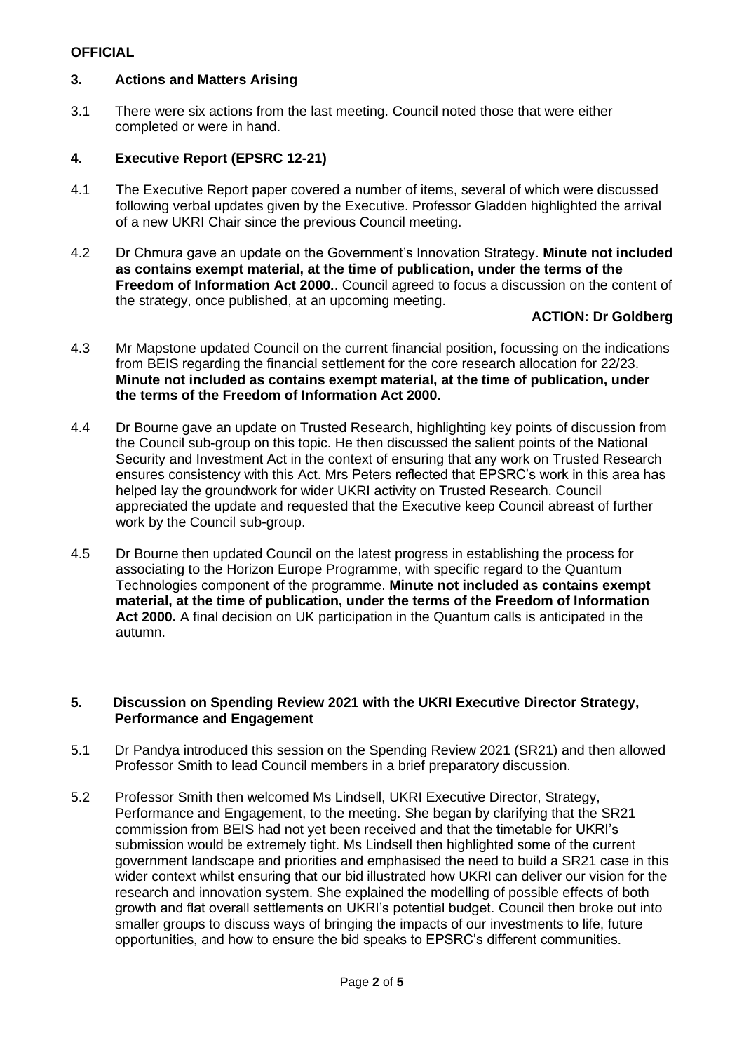**OFFICIAL**

## 3. Actions and Matters Arising

3.1 There were six actions from the last meeting. Council noted those that were either completed or were in hand.

## 4. Executive Report (EPSRC 12-21)

4.1 The Executive Report paper covered a number of items, several of which were discussed following verbal updates given by the Executive. Professor Gladden highlighted the arrival of a new UKRI Chair since the previous Council meeting.

4.2 Dr Chmura gave an update on the Government's Innovation Strategy. **Minute not included as contains exempt material, at the time of publication, under the terms of the Freedom of Information Act 2000.**. Council agreed to focus a discussion on the content of the strategy, once published, at an upcoming meeting.

**ACTION: Dr Goldberg**

4.3 Mr Mapstone updated Council on the current financial position, focussing on the indications from BEIS regarding the financial settlement for the core research allocation for 22/23. **Minute not included as contains exempt material, at the time of publication, under the terms of the Freedom of Information Act 2000.**

4.4 Dr Bourne gave an update on Trusted Research, highlighting key points of discussion from the Council sub-group on this topic. He then discussed the salient points of the National Security and Investment Act in the context of ensuring that any work on Trusted Research ensures consistency with this Act. Mrs Peters reflected that EPSRC's work in this area has helped lay the groundwork for wider UKRI activity on Trusted Research. Council appreciated the update and requested that the Executive keep Council abreast of further work by the Council sub-group.

4.5 Dr Bourne then updated Council on the latest progress in establishing the process for associating to the Horizon Europe Programme, with specific regard to the Quantum Technologies component of the programme. **Minute not included as contains exempt material, at the time of publication, under the terms of the Freedom of Information Act 2000.** A final decision on UK participation in the Quantum calls is anticipated in the autumn.

## 5. Discussion on Spending Review 2021 with the UKRI Executive Director Strategy, Performance and Engagement

5.1 Dr Pandya introduced this session on the Spending Review 2021 (SR21) and then allowed Professor Smith to lead Council members in a brief preparatory discussion.

5.2 Professor Smith then welcomed Ms Lindsell, UKRI Executive Director, Strategy, Performance and Engagement, to the meeting. She began by clarifying that the SR21 commission from BEIS had not yet been received and that the timetable for UKRI's submission would be extremely tight. Ms Lindsell then highlighted some of the current government landscape and priorities and emphasised the need to build a SR21 case in this wider context whilst ensuring that our bid illustrated how UKRI can deliver our vision for the research and innovation system. She explained the modelling of possible effects of both growth and flat overall settlements on UKRI's potential budget. Council then broke out into smaller groups to discuss ways of bringing the impacts of our investments to life, future opportunities, and how to ensure the bid speaks to EPSRC's different communities.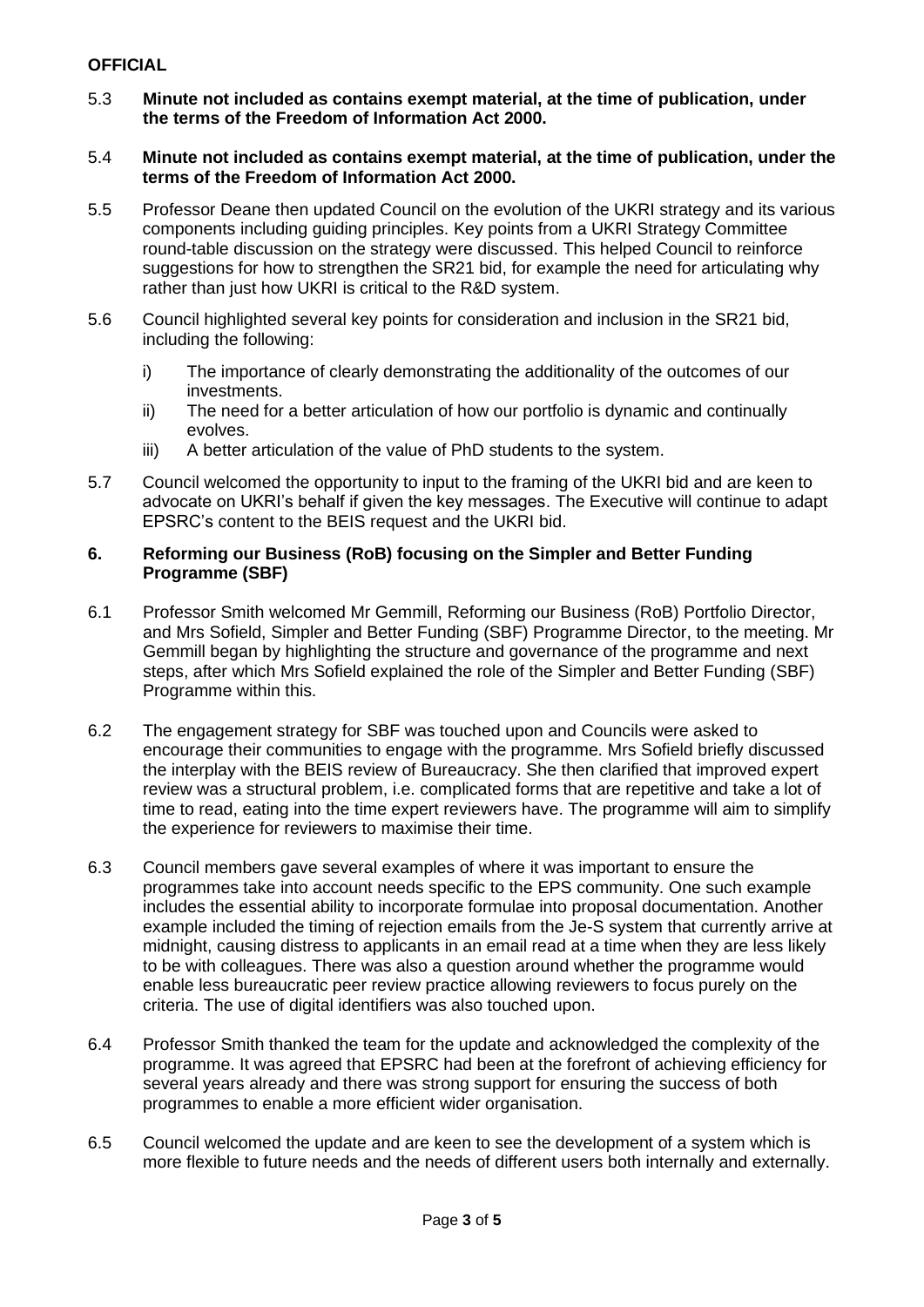**OFFICIAL**

5.3 **Minute not included as contains exempt material, at the time of publication, under the terms of the Freedom of Information Act 2000.**

5.4 **Minute not included as contains exempt material, at the time of publication, under the terms of the Freedom of Information Act 2000.**

5.5 Professor Deane then updated Council on the evolution of the UKRI strategy and its various components including guiding principles. Key points from a UKRI Strategy Committee round-table discussion on the strategy were discussed. This helped Council to reinforce suggestions for how to strengthen the SR21 bid, for example the need for articulating why rather than just how UKRI is critical to the R&D system.

5.6 Council highlighted several key points for consideration and inclusion in the SR21 bid, including the following:

   i) The importance of clearly demonstrating the additionality of the outcomes of our investments.
   ii) The need for a better articulation of how our portfolio is dynamic and continually evolves.
   iii) A better articulation of the value of PhD students to the system.

5.7 Council welcomed the opportunity to input to the framing of the UKRI bid and are keen to advocate on UKRI's behalf if given the key messages. The Executive will continue to adapt EPSRC's content to the BEIS request and the UKRI bid.

## 6. Reforming our Business (RoB) focusing on the Simpler and Better Funding Programme (SBF)

6.1 Professor Smith welcomed Mr Gemmill, Reforming our Business (RoB) Portfolio Director, and Mrs Sofield, Simpler and Better Funding (SBF) Programme Director, to the meeting. Mr Gemmill began by highlighting the structure and governance of the programme and next steps, after which Mrs Sofield explained the role of the Simpler and Better Funding (SBF) Programme within this.

6.2 The engagement strategy for SBF was touched upon and Councils were asked to encourage their communities to engage with the programme. Mrs Sofield briefly discussed the interplay with the BEIS review of Bureaucracy. She then clarified that improved expert review was a structural problem, i.e. complicated forms that are repetitive and take a lot of time to read, eating into the time expert reviewers have. The programme will aim to simplify the experience for reviewers to maximise their time.

6.3 Council members gave several examples of where it was important to ensure the programmes take into account needs specific to the EPS community. One such example includes the essential ability to incorporate formulae into proposal documentation. Another example included the timing of rejection emails from the Je-S system that currently arrive at midnight, causing distress to applicants in an email read at a time when they are less likely to be with colleagues. There was also a question around whether the programme would enable less bureaucratic peer review practice allowing reviewers to focus purely on the criteria. The use of digital identifiers was also touched upon.

6.4 Professor Smith thanked the team for the update and acknowledged the complexity of the programme. It was agreed that EPSRC had been at the forefront of achieving efficiency for several years already and there was strong support for ensuring the success of both programmes to enable a more efficient wider organisation.

6.5 Council welcomed the update and are keen to see the development of a system which is more flexible to future needs and the needs of different users both internally and externally.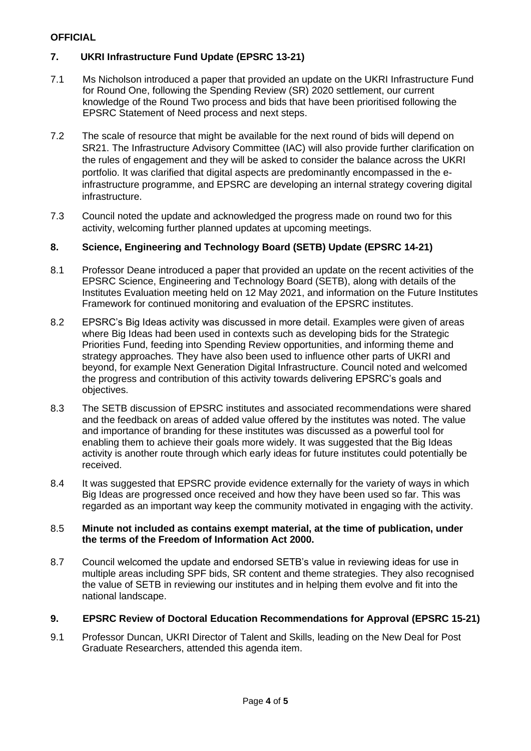**OFFICIAL**

## 7. UKRI Infrastructure Fund Update (EPSRC 13-21)

7.1 Ms Nicholson introduced a paper that provided an update on the UKRI Infrastructure Fund for Round One, following the Spending Review (SR) 2020 settlement, our current knowledge of the Round Two process and bids that have been prioritised following the EPSRC Statement of Need process and next steps.

7.2 The scale of resource that might be available for the next round of bids will depend on SR21. The Infrastructure Advisory Committee (IAC) will also provide further clarification on the rules of engagement and they will be asked to consider the balance across the UKRI portfolio. It was clarified that digital aspects are predominantly encompassed in the e-infrastructure programme, and EPSRC are developing an internal strategy covering digital infrastructure.

7.3 Council noted the update and acknowledged the progress made on round two for this activity, welcoming further planned updates at upcoming meetings.

## 8. Science, Engineering and Technology Board (SETB) Update (EPSRC 14-21)

8.1 Professor Deane introduced a paper that provided an update on the recent activities of the EPSRC Science, Engineering and Technology Board (SETB), along with details of the Institutes Evaluation meeting held on 12 May 2021, and information on the Future Institutes Framework for continued monitoring and evaluation of the EPSRC institutes.

8.2 EPSRC's Big Ideas activity was discussed in more detail. Examples were given of areas where Big Ideas had been used in contexts such as developing bids for the Strategic Priorities Fund, feeding into Spending Review opportunities, and informing theme and strategy approaches. They have also been used to influence other parts of UKRI and beyond, for example Next Generation Digital Infrastructure. Council noted and welcomed the progress and contribution of this activity towards delivering EPSRC's goals and objectives.

8.3 The SETB discussion of EPSRC institutes and associated recommendations were shared and the feedback on areas of added value offered by the institutes was noted. The value and importance of branding for these institutes was discussed as a powerful tool for enabling them to achieve their goals more widely. It was suggested that the Big Ideas activity is another route through which early ideas for future institutes could potentially be received.

8.4 It was suggested that EPSRC provide evidence externally for the variety of ways in which Big Ideas are progressed once received and how they have been used so far. This was regarded as an important way keep the community motivated in engaging with the activity.

8.5 **Minute not included as contains exempt material, at the time of publication, under the terms of the Freedom of Information Act 2000.**

8.7 Council welcomed the update and endorsed SETB's value in reviewing ideas for use in multiple areas including SPF bids, SR content and theme strategies. They also recognised the value of SETB in reviewing our institutes and in helping them evolve and fit into the national landscape.

## 9. EPSRC Review of Doctoral Education Recommendations for Approval (EPSRC 15-21)

9.1 Professor Duncan, UKRI Director of Talent and Skills, leading on the New Deal for Post Graduate Researchers, attended this agenda item.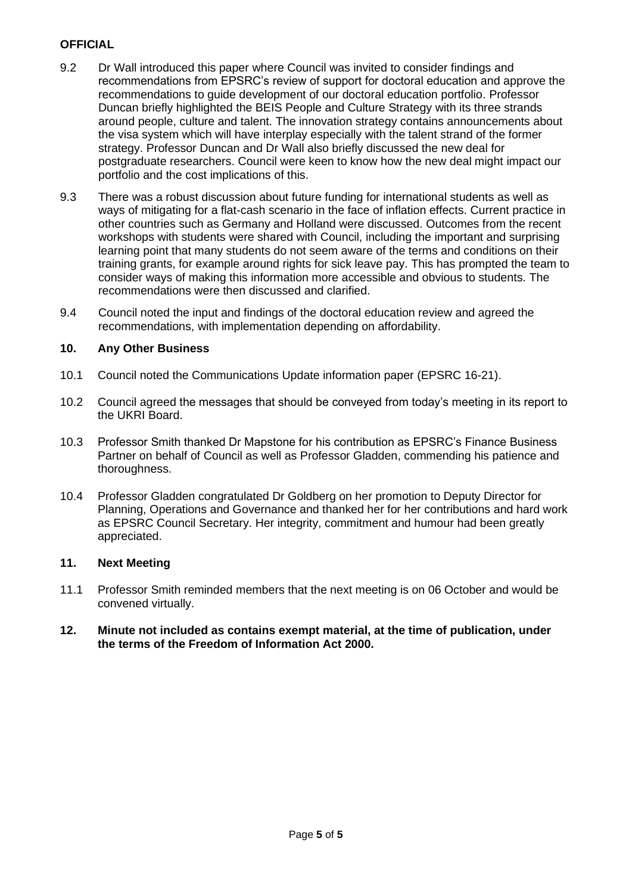**OFFICIAL**

9.2 Dr Wall introduced this paper where Council was invited to consider findings and recommendations from EPSRC's review of support for doctoral education and approve the recommendations to guide development of our doctoral education portfolio. Professor Duncan briefly highlighted the BEIS People and Culture Strategy with its three strands around people, culture and talent. The innovation strategy contains announcements about the visa system which will have interplay especially with the talent strand of the former strategy. Professor Duncan and Dr Wall also briefly discussed the new deal for postgraduate researchers. Council were keen to know how the new deal might impact our portfolio and the cost implications of this.

9.3 There was a robust discussion about future funding for international students as well as ways of mitigating for a flat-cash scenario in the face of inflation effects. Current practice in other countries such as Germany and Holland were discussed. Outcomes from the recent workshops with students were shared with Council, including the important and surprising learning point that many students do not seem aware of the terms and conditions on their training grants, for example around rights for sick leave pay. This has prompted the team to consider ways of making this information more accessible and obvious to students. The recommendations were then discussed and clarified.

9.4 Council noted the input and findings of the doctoral education review and agreed the recommendations, with implementation depending on affordability.

## 10. Any Other Business

10.1 Council noted the Communications Update information paper (EPSRC 16-21).

10.2 Council agreed the messages that should be conveyed from today's meeting in its report to the UKRI Board.

10.3 Professor Smith thanked Dr Mapstone for his contribution as EPSRC's Finance Business Partner on behalf of Council as well as Professor Gladden, commending his patience and thoroughness.

10.4 Professor Gladden congratulated Dr Goldberg on her promotion to Deputy Director for Planning, Operations and Governance and thanked her for her contributions and hard work as EPSRC Council Secretary. Her integrity, commitment and humour had been greatly appreciated.

## 11. Next Meeting

11.1 Professor Smith reminded members that the next meeting is on 06 October and would be convened virtually.

## 12. Minute not included as contains exempt material, at the time of publication, under the terms of the Freedom of Information Act 2000.